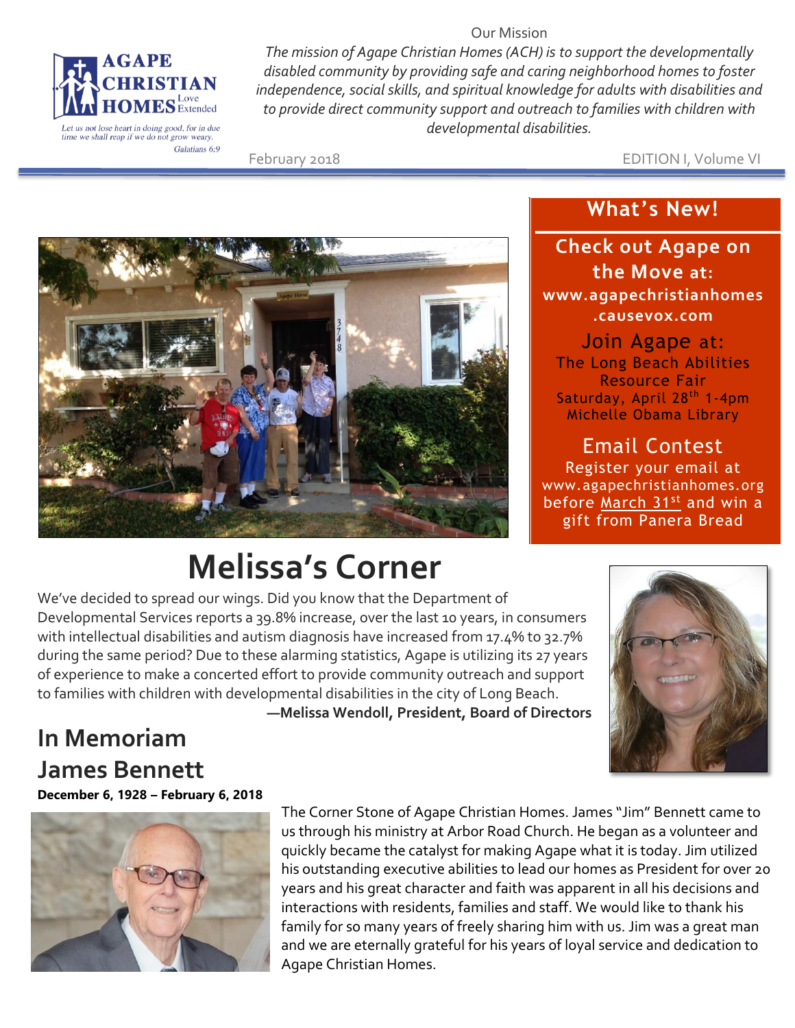AGAPE CHRISTIAN HOMES Love Extended

Let us not lose heart in doing good, for in due time we shall reap if we do not grow weary. Galatians 6:9

Our Mission

*The mission of Agape Christian Homes (ACH) is to support the developmentally disabled community by providing safe and caring neighborhood homes to foster independence, social skills, and spiritual knowledge for adults with disabilities and to provide direct community support and outreach to families with children with developmental disabilities.*

February 2018 EDITION I, Volume VI

## What's New!

**Check out Agape on the Move at:**
**www.agapechristianhomes.causevox.com**

**Join Agape at:**
The Long Beach Abilities Resource Fair
Saturday, April 28th 1-4pm
Michelle Obama Library

**Email Contest**
Register your email at www.agapechristianhomes.org before March 31st and win a gift from Panera Bread

# Melissa's Corner

We've decided to spread our wings. Did you know that the Department of Developmental Services reports a 39.8% increase, over the last 10 years, in consumers with intellectual disabilities and autism diagnosis have increased from 17.4% to 32.7% during the same period? Due to these alarming statistics, Agape is utilizing its 27 years of experience to make a concerted effort to provide community outreach and support to families with children with developmental disabilities in the city of Long Beach.

**—Melissa Wendoll, President, Board of Directors**

## In Memoriam
## James Bennett

**December 6, 1928 – February 6, 2018**

The Corner Stone of Agape Christian Homes. James "Jim" Bennett came to us through his ministry at Arbor Road Church. He began as a volunteer and quickly became the catalyst for making Agape what it is today. Jim utilized his outstanding executive abilities to lead our homes as President for over 20 years and his great character and faith was apparent in all his decisions and interactions with residents, families and staff. We would like to thank his family for so many years of freely sharing him with us. Jim was a great man and we are eternally grateful for his years of loyal service and dedication to Agape Christian Homes.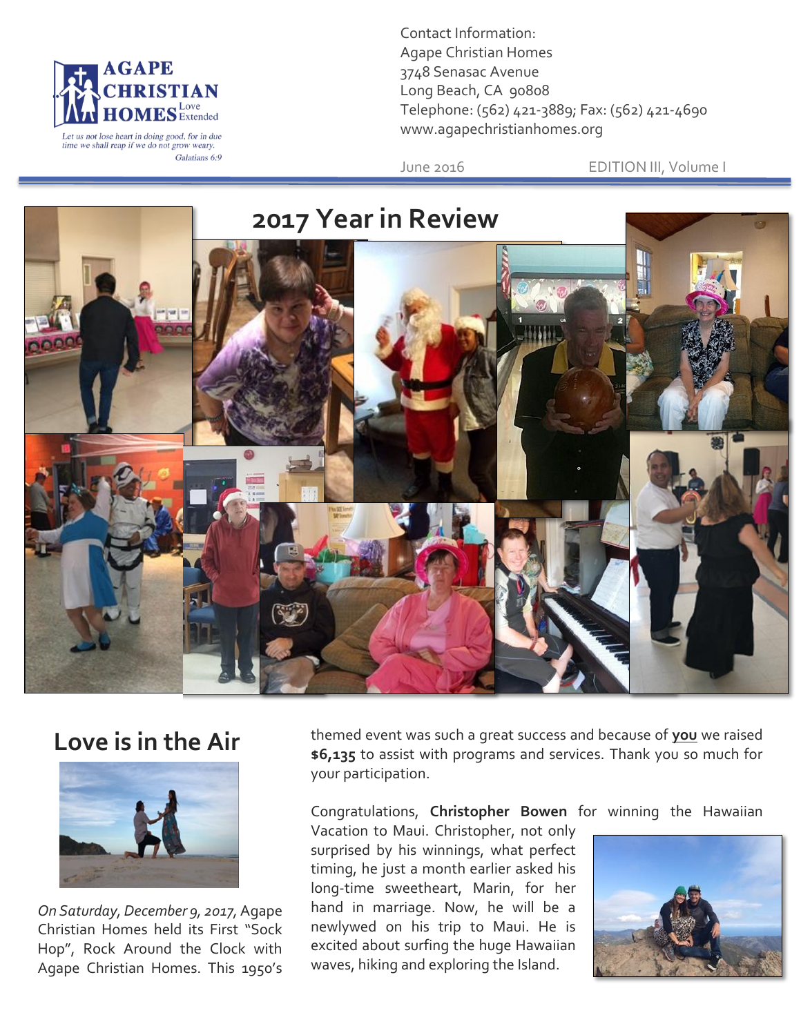AGAPE CHRISTIAN HOMES Love Extended

*Let us not lose heart in doing good, for in due time we shall reap if we do not grow weary.*
*Galatians 6:9*

Contact Information:
Agape Christian Homes
3748 Senasac Avenue
Long Beach, CA 90808
Telephone: (562) 421-3889; Fax: (562) 421-4690
www.agapechristianhomes.org

June 2016 EDITION III, Volume I

# 2017 Year in Review

## Love is in the Air

*On Saturday, December 9, 2017,* Agape Christian Homes held its First "Sock Hop", Rock Around the Clock with Agape Christian Homes. This 1950's themed event was such a great success and because of **you** we raised **$6,135** to assist with programs and services. Thank you so much for your participation.

Congratulations, **Christopher Bowen** for winning the Hawaiian Vacation to Maui. Christopher, not only surprised by his winnings, what perfect timing, he just a month earlier asked his long-time sweetheart, Marin, for her hand in marriage. Now, he will be a newlywed on his trip to Maui. He is excited about surfing the huge Hawaiian waves, hiking and exploring the Island.